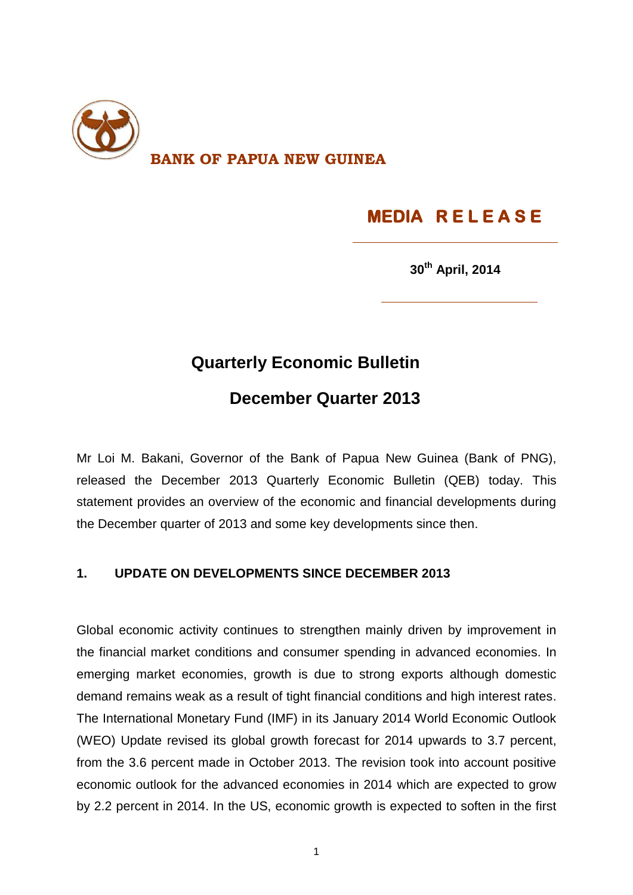**BANK OF PAPUA NEW GUINEA**

**MEDIA RELEASE**

**30th April, 2014**

# Quarterly Economic Bulletin

## December Quarter 2013

Mr Loi M. Bakani, Governor of the Bank of Papua New Guinea (Bank of PNG), released the December 2013 Quarterly Economic Bulletin (QEB) today. This statement provides an overview of the economic and financial developments during the December quarter of 2013 and some key developments since then.

### 1. UPDATE ON DEVELOPMENTS SINCE DECEMBER 2013

Global economic activity continues to strengthen mainly driven by improvement in the financial market conditions and consumer spending in advanced economies. In emerging market economies, growth is due to strong exports although domestic demand remains weak as a result of tight financial conditions and high interest rates. The International Monetary Fund (IMF) in its January 2014 World Economic Outlook (WEO) Update revised its global growth forecast for 2014 upwards to 3.7 percent, from the 3.6 percent made in October 2013. The revision took into account positive economic outlook for the advanced economies in 2014 which are expected to grow by 2.2 percent in 2014. In the US, economic growth is expected to soften in the first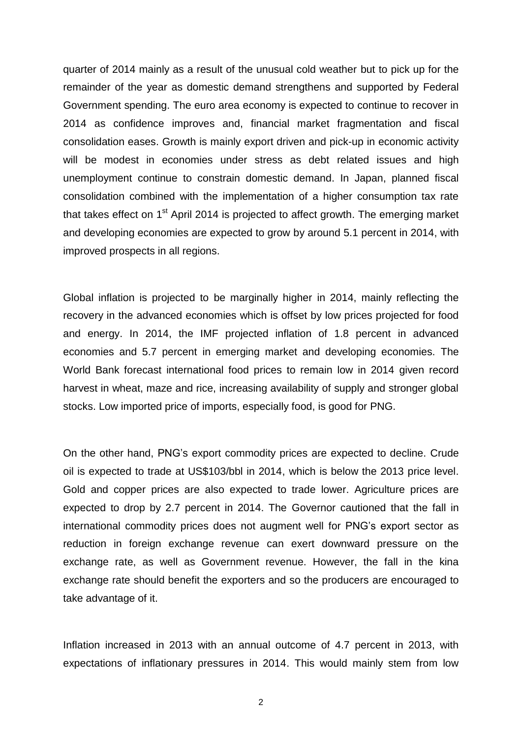quarter of 2014 mainly as a result of the unusual cold weather but to pick up for the remainder of the year as domestic demand strengthens and supported by Federal Government spending. The euro area economy is expected to continue to recover in 2014 as confidence improves and, financial market fragmentation and fiscal consolidation eases. Growth is mainly export driven and pick-up in economic activity will be modest in economies under stress as debt related issues and high unemployment continue to constrain domestic demand. In Japan, planned fiscal consolidation combined with the implementation of a higher consumption tax rate that takes effect on 1st April 2014 is projected to affect growth. The emerging market and developing economies are expected to grow by around 5.1 percent in 2014, with improved prospects in all regions.

Global inflation is projected to be marginally higher in 2014, mainly reflecting the recovery in the advanced economies which is offset by low prices projected for food and energy. In 2014, the IMF projected inflation of 1.8 percent in advanced economies and 5.7 percent in emerging market and developing economies. The World Bank forecast international food prices to remain low in 2014 given record harvest in wheat, maze and rice, increasing availability of supply and stronger global stocks. Low imported price of imports, especially food, is good for PNG.

On the other hand, PNG's export commodity prices are expected to decline. Crude oil is expected to trade at US$103/bbl in 2014, which is below the 2013 price level. Gold and copper prices are also expected to trade lower. Agriculture prices are expected to drop by 2.7 percent in 2014. The Governor cautioned that the fall in international commodity prices does not augment well for PNG's export sector as reduction in foreign exchange revenue can exert downward pressure on the exchange rate, as well as Government revenue. However, the fall in the kina exchange rate should benefit the exporters and so the producers are encouraged to take advantage of it.

Inflation increased in 2013 with an annual outcome of 4.7 percent in 2013, with expectations of inflationary pressures in 2014. This would mainly stem from low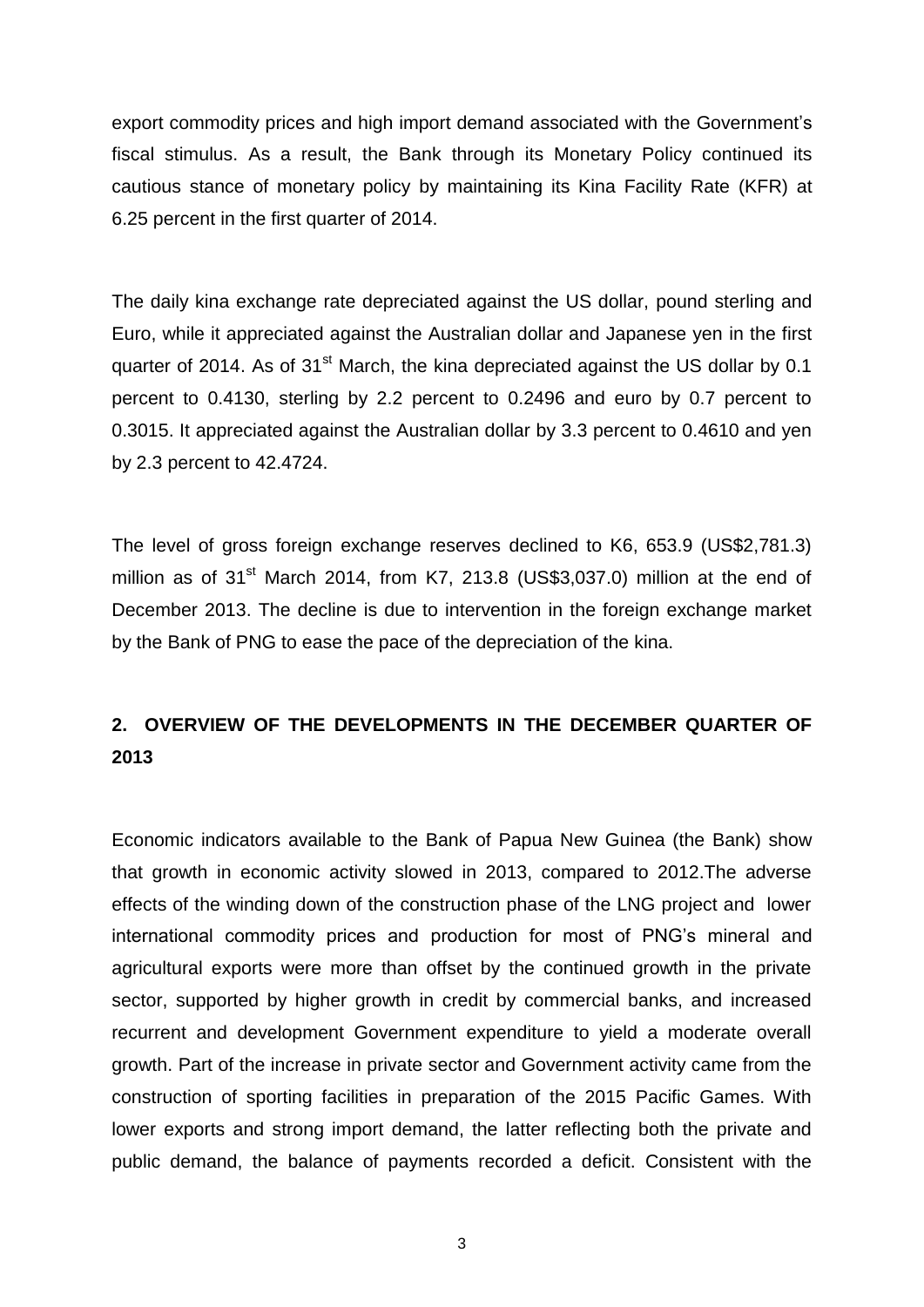export commodity prices and high import demand associated with the Government's fiscal stimulus. As a result, the Bank through its Monetary Policy continued its cautious stance of monetary policy by maintaining its Kina Facility Rate (KFR) at 6.25 percent in the first quarter of 2014.

The daily kina exchange rate depreciated against the US dollar, pound sterling and Euro, while it appreciated against the Australian dollar and Japanese yen in the first quarter of 2014. As of 31st March, the kina depreciated against the US dollar by 0.1 percent to 0.4130, sterling by 2.2 percent to 0.2496 and euro by 0.7 percent to 0.3015. It appreciated against the Australian dollar by 3.3 percent to 0.4610 and yen by 2.3 percent to 42.4724.

The level of gross foreign exchange reserves declined to K6, 653.9 (US$2,781.3) million as of 31st March 2014, from K7, 213.8 (US$3,037.0) million at the end of December 2013. The decline is due to intervention in the foreign exchange market by the Bank of PNG to ease the pace of the depreciation of the kina.

## 2. OVERVIEW OF THE DEVELOPMENTS IN THE DECEMBER QUARTER OF 2013

Economic indicators available to the Bank of Papua New Guinea (the Bank) show that growth in economic activity slowed in 2013, compared to 2012.The adverse effects of the winding down of the construction phase of the LNG project and lower international commodity prices and production for most of PNG's mineral and agricultural exports were more than offset by the continued growth in the private sector, supported by higher growth in credit by commercial banks, and increased recurrent and development Government expenditure to yield a moderate overall growth. Part of the increase in private sector and Government activity came from the construction of sporting facilities in preparation of the 2015 Pacific Games. With lower exports and strong import demand, the latter reflecting both the private and public demand, the balance of payments recorded a deficit. Consistent with the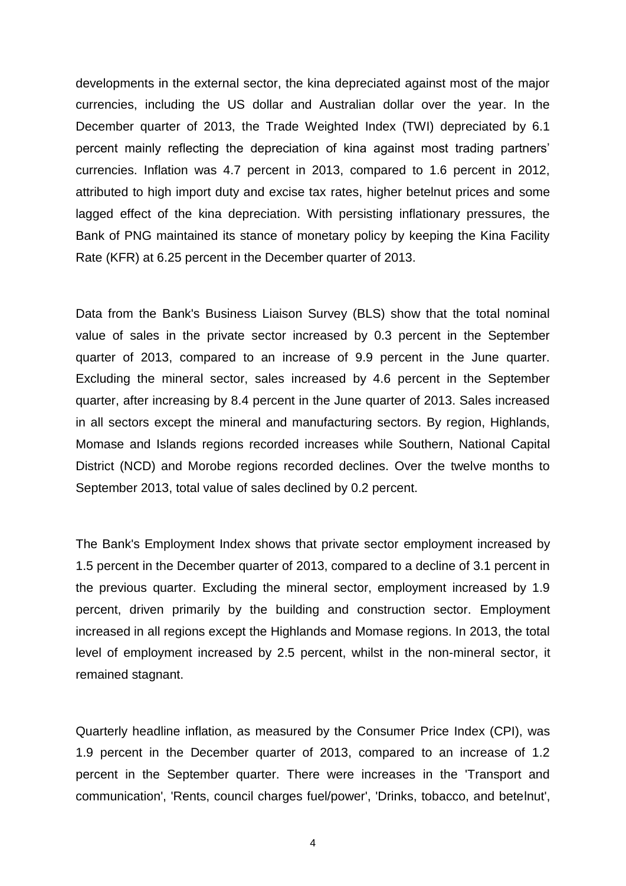developments in the external sector, the kina depreciated against most of the major currencies, including the US dollar and Australian dollar over the year. In the December quarter of 2013, the Trade Weighted Index (TWI) depreciated by 6.1 percent mainly reflecting the depreciation of kina against most trading partners' currencies. Inflation was 4.7 percent in 2013, compared to 1.6 percent in 2012, attributed to high import duty and excise tax rates, higher betelnut prices and some lagged effect of the kina depreciation. With persisting inflationary pressures, the Bank of PNG maintained its stance of monetary policy by keeping the Kina Facility Rate (KFR) at 6.25 percent in the December quarter of 2013.

Data from the Bank's Business Liaison Survey (BLS) show that the total nominal value of sales in the private sector increased by 0.3 percent in the September quarter of 2013, compared to an increase of 9.9 percent in the June quarter. Excluding the mineral sector, sales increased by 4.6 percent in the September quarter, after increasing by 8.4 percent in the June quarter of 2013. Sales increased in all sectors except the mineral and manufacturing sectors. By region, Highlands, Momase and Islands regions recorded increases while Southern, National Capital District (NCD) and Morobe regions recorded declines. Over the twelve months to September 2013, total value of sales declined by 0.2 percent.

The Bank's Employment Index shows that private sector employment increased by 1.5 percent in the December quarter of 2013, compared to a decline of 3.1 percent in the previous quarter. Excluding the mineral sector, employment increased by 1.9 percent, driven primarily by the building and construction sector. Employment increased in all regions except the Highlands and Momase regions. In 2013, the total level of employment increased by 2.5 percent, whilst in the non-mineral sector, it remained stagnant.

Quarterly headline inflation, as measured by the Consumer Price Index (CPI), was 1.9 percent in the December quarter of 2013, compared to an increase of 1.2 percent in the September quarter. There were increases in the 'Transport and communication', 'Rents, council charges fuel/power', 'Drinks, tobacco, and betelnut',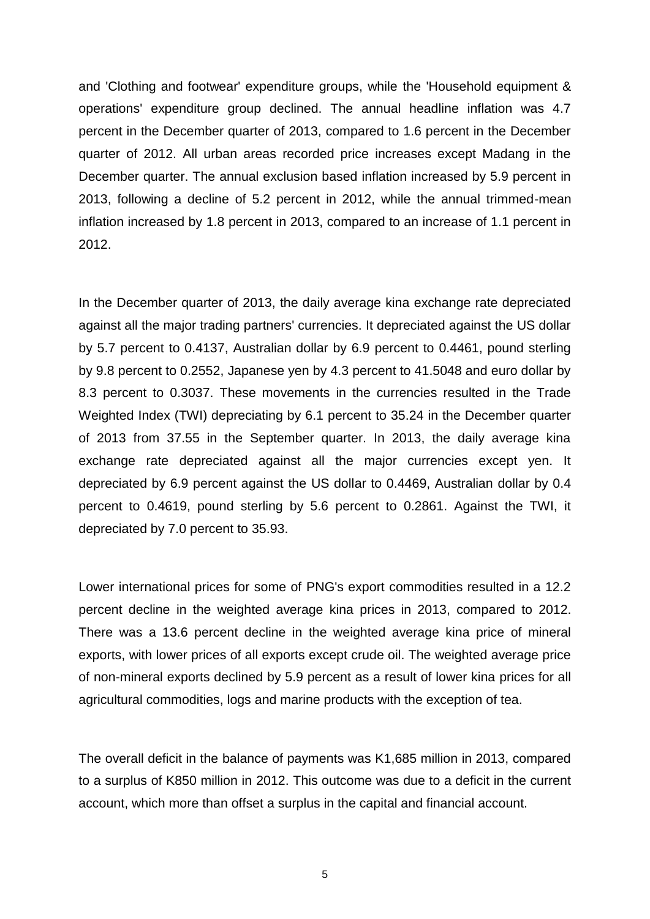and 'Clothing and footwear' expenditure groups, while the 'Household equipment & operations' expenditure group declined. The annual headline inflation was 4.7 percent in the December quarter of 2013, compared to 1.6 percent in the December quarter of 2012. All urban areas recorded price increases except Madang in the December quarter. The annual exclusion based inflation increased by 5.9 percent in 2013, following a decline of 5.2 percent in 2012, while the annual trimmed-mean inflation increased by 1.8 percent in 2013, compared to an increase of 1.1 percent in 2012.

In the December quarter of 2013, the daily average kina exchange rate depreciated against all the major trading partners' currencies. It depreciated against the US dollar by 5.7 percent to 0.4137, Australian dollar by 6.9 percent to 0.4461, pound sterling by 9.8 percent to 0.2552, Japanese yen by 4.3 percent to 41.5048 and euro dollar by 8.3 percent to 0.3037. These movements in the currencies resulted in the Trade Weighted Index (TWI) depreciating by 6.1 percent to 35.24 in the December quarter of 2013 from 37.55 in the September quarter. In 2013, the daily average kina exchange rate depreciated against all the major currencies except yen. It depreciated by 6.9 percent against the US dollar to 0.4469, Australian dollar by 0.4 percent to 0.4619, pound sterling by 5.6 percent to 0.2861. Against the TWI, it depreciated by 7.0 percent to 35.93.

Lower international prices for some of PNG's export commodities resulted in a 12.2 percent decline in the weighted average kina prices in 2013, compared to 2012. There was a 13.6 percent decline in the weighted average kina price of mineral exports, with lower prices of all exports except crude oil. The weighted average price of non-mineral exports declined by 5.9 percent as a result of lower kina prices for all agricultural commodities, logs and marine products with the exception of tea.

The overall deficit in the balance of payments was K1,685 million in 2013, compared to a surplus of K850 million in 2012. This outcome was due to a deficit in the current account, which more than offset a surplus in the capital and financial account.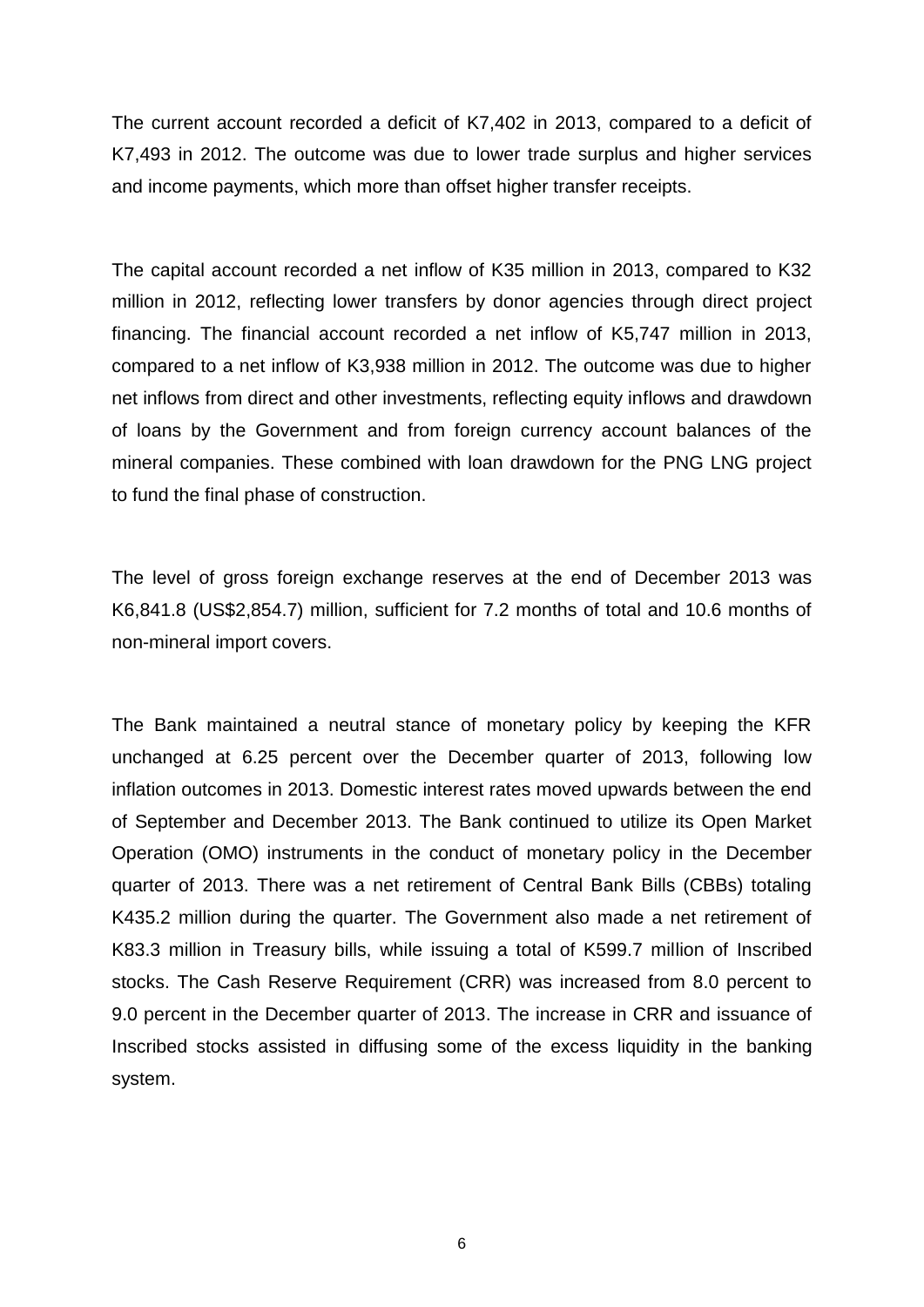The current account recorded a deficit of K7,402 in 2013, compared to a deficit of K7,493 in 2012. The outcome was due to lower trade surplus and higher services and income payments, which more than offset higher transfer receipts.

The capital account recorded a net inflow of K35 million in 2013, compared to K32 million in 2012, reflecting lower transfers by donor agencies through direct project financing. The financial account recorded a net inflow of K5,747 million in 2013, compared to a net inflow of K3,938 million in 2012. The outcome was due to higher net inflows from direct and other investments, reflecting equity inflows and drawdown of loans by the Government and from foreign currency account balances of the mineral companies. These combined with loan drawdown for the PNG LNG project to fund the final phase of construction.

The level of gross foreign exchange reserves at the end of December 2013 was K6,841.8 (US$2,854.7) million, sufficient for 7.2 months of total and 10.6 months of non-mineral import covers.

The Bank maintained a neutral stance of monetary policy by keeping the KFR unchanged at 6.25 percent over the December quarter of 2013, following low inflation outcomes in 2013. Domestic interest rates moved upwards between the end of September and December 2013. The Bank continued to utilize its Open Market Operation (OMO) instruments in the conduct of monetary policy in the December quarter of 2013. There was a net retirement of Central Bank Bills (CBBs) totaling K435.2 million during the quarter. The Government also made a net retirement of K83.3 million in Treasury bills, while issuing a total of K599.7 million of Inscribed stocks. The Cash Reserve Requirement (CRR) was increased from 8.0 percent to 9.0 percent in the December quarter of 2013. The increase in CRR and issuance of Inscribed stocks assisted in diffusing some of the excess liquidity in the banking system.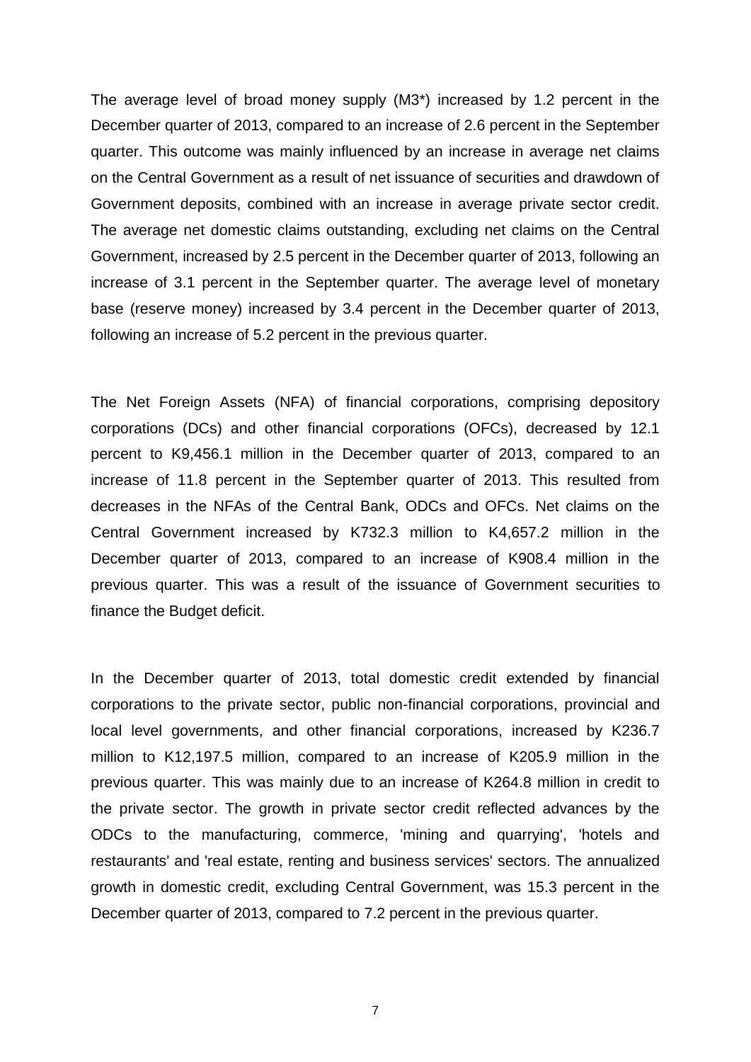The average level of broad money supply (M3*) increased by 1.2 percent in the December quarter of 2013, compared to an increase of 2.6 percent in the September quarter. This outcome was mainly influenced by an increase in average net claims on the Central Government as a result of net issuance of securities and drawdown of Government deposits, combined with an increase in average private sector credit. The average net domestic claims outstanding, excluding net claims on the Central Government, increased by 2.5 percent in the December quarter of 2013, following an increase of 3.1 percent in the September quarter. The average level of monetary base (reserve money) increased by 3.4 percent in the December quarter of 2013, following an increase of 5.2 percent in the previous quarter.

The Net Foreign Assets (NFA) of financial corporations, comprising depository corporations (DCs) and other financial corporations (OFCs), decreased by 12.1 percent to K9,456.1 million in the December quarter of 2013, compared to an increase of 11.8 percent in the September quarter of 2013. This resulted from decreases in the NFAs of the Central Bank, ODCs and OFCs. Net claims on the Central Government increased by K732.3 million to K4,657.2 million in the December quarter of 2013, compared to an increase of K908.4 million in the previous quarter. This was a result of the issuance of Government securities to finance the Budget deficit.

In the December quarter of 2013, total domestic credit extended by financial corporations to the private sector, public non-financial corporations, provincial and local level governments, and other financial corporations, increased by K236.7 million to K12,197.5 million, compared to an increase of K205.9 million in the previous quarter. This was mainly due to an increase of K264.8 million in credit to the private sector. The growth in private sector credit reflected advances by the ODCs to the manufacturing, commerce, 'mining and quarrying', 'hotels and restaurants' and 'real estate, renting and business services' sectors. The annualized growth in domestic credit, excluding Central Government, was 15.3 percent in the December quarter of 2013, compared to 7.2 percent in the previous quarter.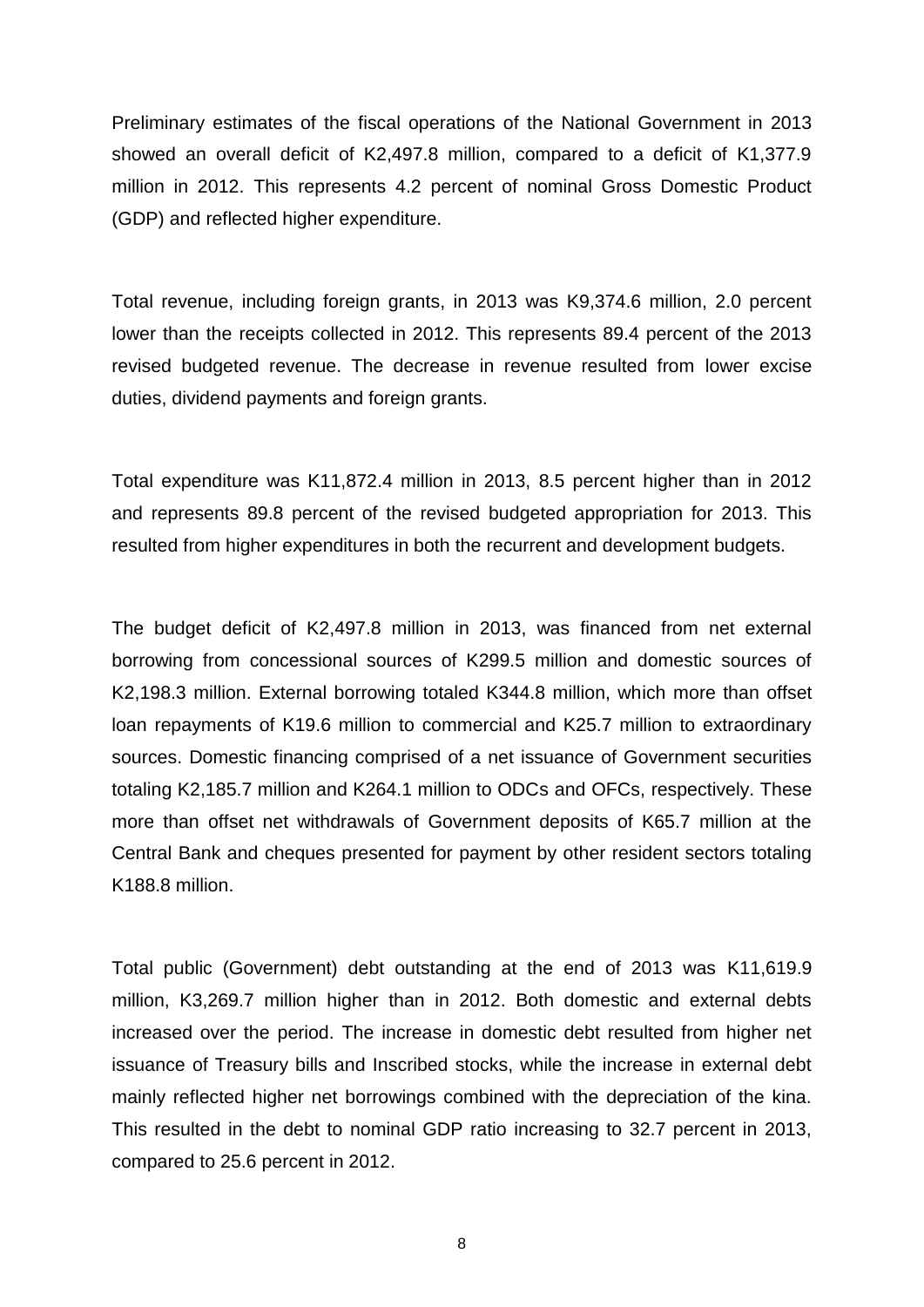Preliminary estimates of the fiscal operations of the National Government in 2013 showed an overall deficit of K2,497.8 million, compared to a deficit of K1,377.9 million in 2012. This represents 4.2 percent of nominal Gross Domestic Product (GDP) and reflected higher expenditure.

Total revenue, including foreign grants, in 2013 was K9,374.6 million, 2.0 percent lower than the receipts collected in 2012. This represents 89.4 percent of the 2013 revised budgeted revenue. The decrease in revenue resulted from lower excise duties, dividend payments and foreign grants.

Total expenditure was K11,872.4 million in 2013, 8.5 percent higher than in 2012 and represents 89.8 percent of the revised budgeted appropriation for 2013. This resulted from higher expenditures in both the recurrent and development budgets.

The budget deficit of K2,497.8 million in 2013, was financed from net external borrowing from concessional sources of K299.5 million and domestic sources of K2,198.3 million. External borrowing totaled K344.8 million, which more than offset loan repayments of K19.6 million to commercial and K25.7 million to extraordinary sources. Domestic financing comprised of a net issuance of Government securities totaling K2,185.7 million and K264.1 million to ODCs and OFCs, respectively. These more than offset net withdrawals of Government deposits of K65.7 million at the Central Bank and cheques presented for payment by other resident sectors totaling K188.8 million.

Total public (Government) debt outstanding at the end of 2013 was K11,619.9 million, K3,269.7 million higher than in 2012. Both domestic and external debts increased over the period. The increase in domestic debt resulted from higher net issuance of Treasury bills and Inscribed stocks, while the increase in external debt mainly reflected higher net borrowings combined with the depreciation of the kina. This resulted in the debt to nominal GDP ratio increasing to 32.7 percent in 2013, compared to 25.6 percent in 2012.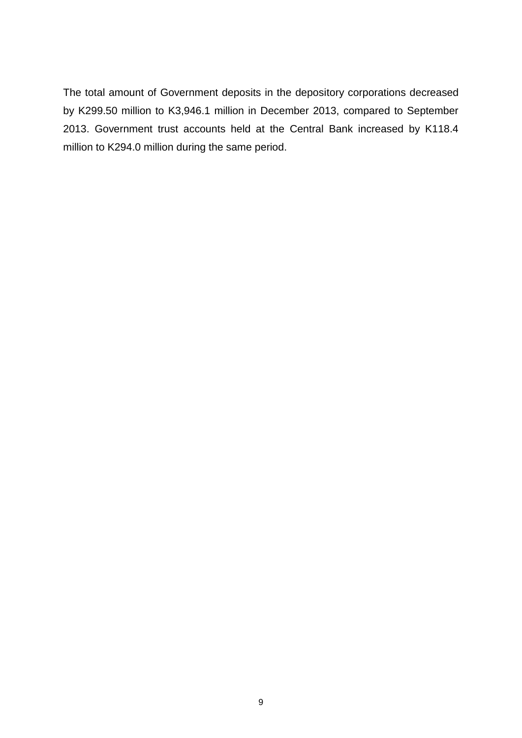The total amount of Government deposits in the depository corporations decreased by K299.50 million to K3,946.1 million in December 2013, compared to September 2013. Government trust accounts held at the Central Bank increased by K118.4 million to K294.0 million during the same period.